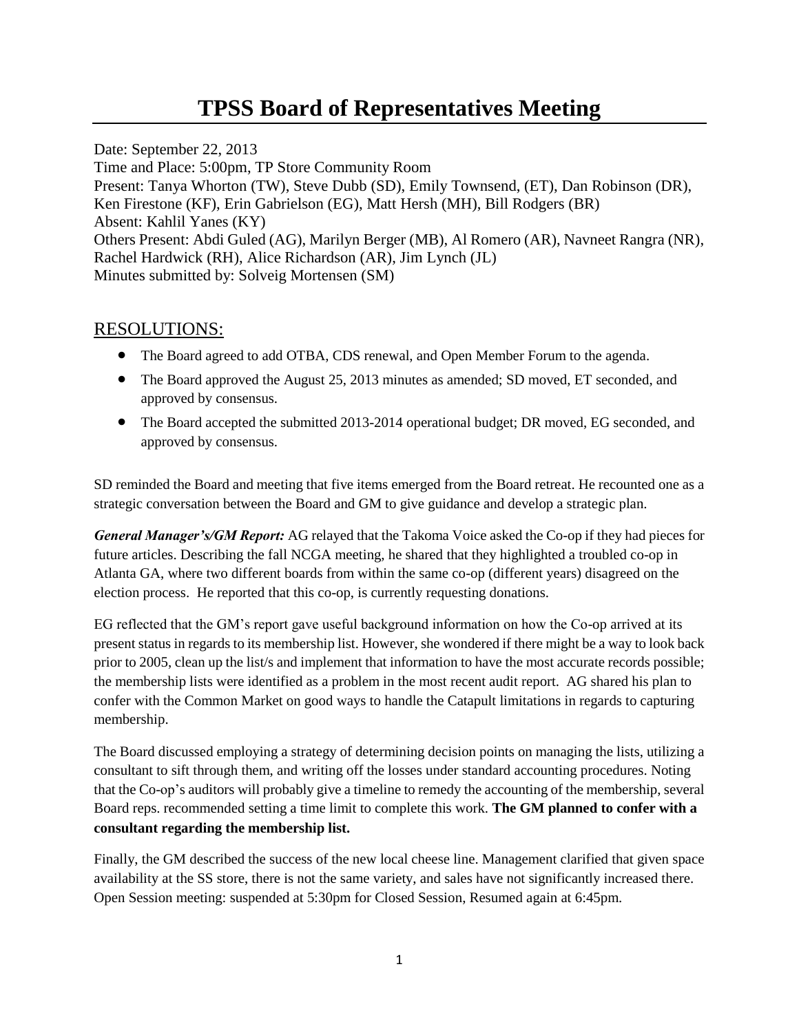# TPSS Board of Representatives Meeting

Date: September 22, 2013
Time and Place: 5:00pm, TP Store Community Room
Present: Tanya Whorton (TW), Steve Dubb (SD), Emily Townsend, (ET), Dan Robinson (DR), Ken Firestone (KF), Erin Gabrielson (EG), Matt Hersh (MH), Bill Rodgers (BR)
Absent: Kahlil Yanes (KY)
Others Present: Abdi Guled (AG), Marilyn Berger (MB), Al Romero (AR), Navneet Rangra (NR), Rachel Hardwick (RH), Alice Richardson (AR), Jim Lynch (JL)
Minutes submitted by: Solveig Mortensen (SM)

## RESOLUTIONS:

- The Board agreed to add OTBA, CDS renewal, and Open Member Forum to the agenda.
- The Board approved the August 25, 2013 minutes as amended; SD moved, ET seconded, and approved by consensus.
- The Board accepted the submitted 2013-2014 operational budget; DR moved, EG seconded, and approved by consensus.

SD reminded the Board and meeting that five items emerged from the Board retreat. He recounted one as a strategic conversation between the Board and GM to give guidance and develop a strategic plan.

***General Manager's/GM Report:*** AG relayed that the Takoma Voice asked the Co-op if they had pieces for future articles. Describing the fall NCGA meeting, he shared that they highlighted a troubled co-op in Atlanta GA, where two different boards from within the same co-op (different years) disagreed on the election process. He reported that this co-op, is currently requesting donations.

EG reflected that the GM's report gave useful background information on how the Co-op arrived at its present status in regards to its membership list. However, she wondered if there might be a way to look back prior to 2005, clean up the list/s and implement that information to have the most accurate records possible; the membership lists were identified as a problem in the most recent audit report. AG shared his plan to confer with the Common Market on good ways to handle the Catapult limitations in regards to capturing membership.

The Board discussed employing a strategy of determining decision points on managing the lists, utilizing a consultant to sift through them, and writing off the losses under standard accounting procedures. Noting that the Co-op's auditors will probably give a timeline to remedy the accounting of the membership, several Board reps. recommended setting a time limit to complete this work. **The GM planned to confer with a consultant regarding the membership list.**

Finally, the GM described the success of the new local cheese line. Management clarified that given space availability at the SS store, there is not the same variety, and sales have not significantly increased there. Open Session meeting: suspended at 5:30pm for Closed Session, Resumed again at 6:45pm.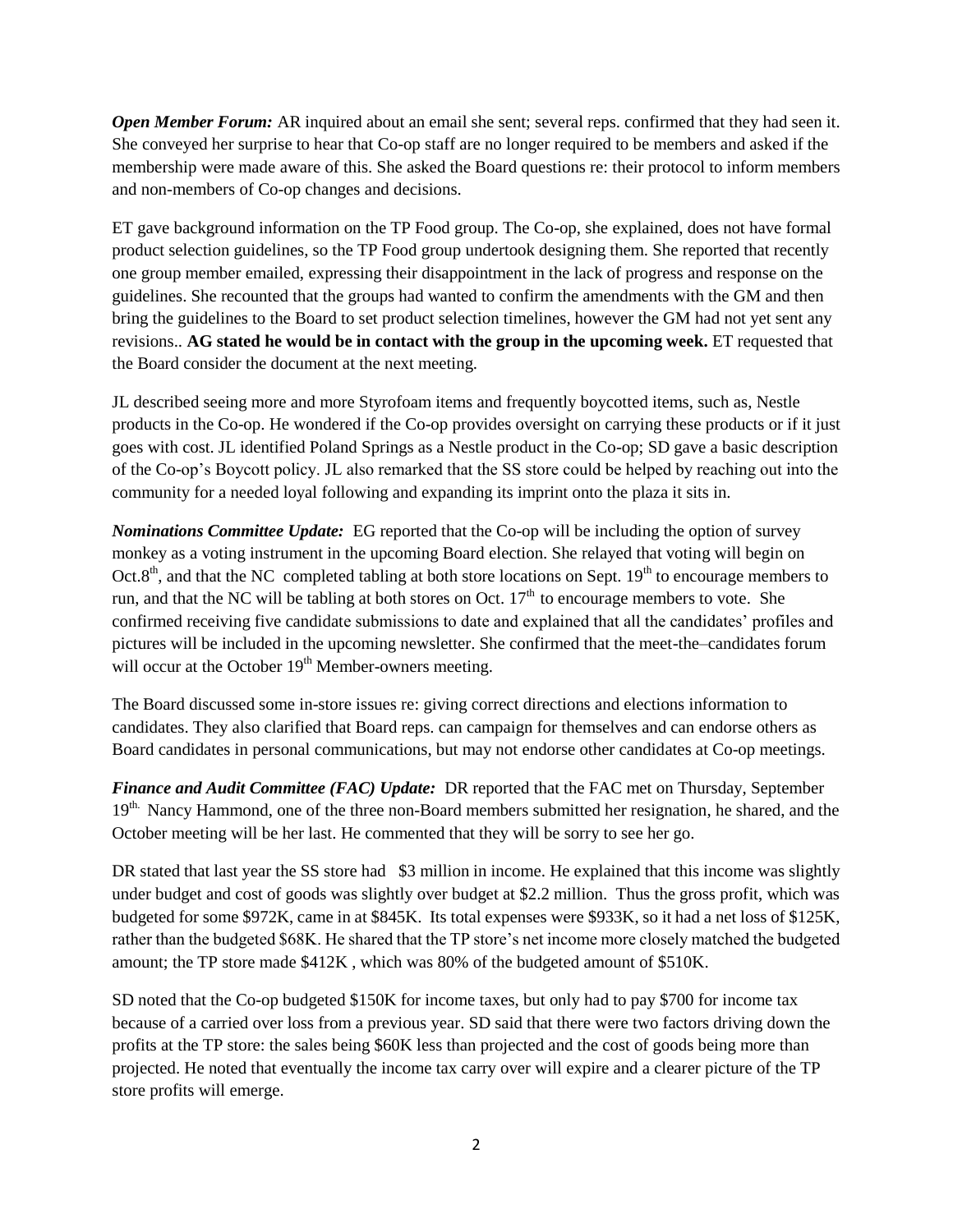***Open Member Forum:*** AR inquired about an email she sent; several reps. confirmed that they had seen it. She conveyed her surprise to hear that Co-op staff are no longer required to be members and asked if the membership were made aware of this. She asked the Board questions re: their protocol to inform members and non-members of Co-op changes and decisions.

ET gave background information on the TP Food group. The Co-op, she explained, does not have formal product selection guidelines, so the TP Food group undertook designing them. She reported that recently one group member emailed, expressing their disappointment in the lack of progress and response on the guidelines. She recounted that the groups had wanted to confirm the amendments with the GM and then bring the guidelines to the Board to set product selection timelines, however the GM had not yet sent any revisions.. **AG stated he would be in contact with the group in the upcoming week.** ET requested that the Board consider the document at the next meeting.

JL described seeing more and more Styrofoam items and frequently boycotted items, such as, Nestle products in the Co-op. He wondered if the Co-op provides oversight on carrying these products or if it just goes with cost. JL identified Poland Springs as a Nestle product in the Co-op; SD gave a basic description of the Co-op's Boycott policy. JL also remarked that the SS store could be helped by reaching out into the community for a needed loyal following and expanding its imprint onto the plaza it sits in.

***Nominations Committee Update:*** EG reported that the Co-op will be including the option of survey monkey as a voting instrument in the upcoming Board election. She relayed that voting will begin on Oct.8th, and that the NC completed tabling at both store locations on Sept. 19th to encourage members to run, and that the NC will be tabling at both stores on Oct. 17th to encourage members to vote. She confirmed receiving five candidate submissions to date and explained that all the candidates' profiles and pictures will be included in the upcoming newsletter. She confirmed that the meet-the–candidates forum will occur at the October 19th Member-owners meeting.

The Board discussed some in-store issues re: giving correct directions and elections information to candidates. They also clarified that Board reps. can campaign for themselves and can endorse others as Board candidates in personal communications, but may not endorse other candidates at Co-op meetings.

***Finance and Audit Committee (FAC) Update:*** DR reported that the FAC met on Thursday, September 19th. Nancy Hammond, one of the three non-Board members submitted her resignation, he shared, and the October meeting will be her last. He commented that they will be sorry to see her go.

DR stated that last year the SS store had $3 million in income. He explained that this income was slightly under budget and cost of goods was slightly over budget at $2.2 million. Thus the gross profit, which was budgeted for some $972K, came in at $845K. Its total expenses were $933K, so it had a net loss of $125K, rather than the budgeted $68K. He shared that the TP store's net income more closely matched the budgeted amount; the TP store made $412K , which was 80% of the budgeted amount of $510K.

SD noted that the Co-op budgeted $150K for income taxes, but only had to pay $700 for income tax because of a carried over loss from a previous year. SD said that there were two factors driving down the profits at the TP store: the sales being $60K less than projected and the cost of goods being more than projected. He noted that eventually the income tax carry over will expire and a clearer picture of the TP store profits will emerge.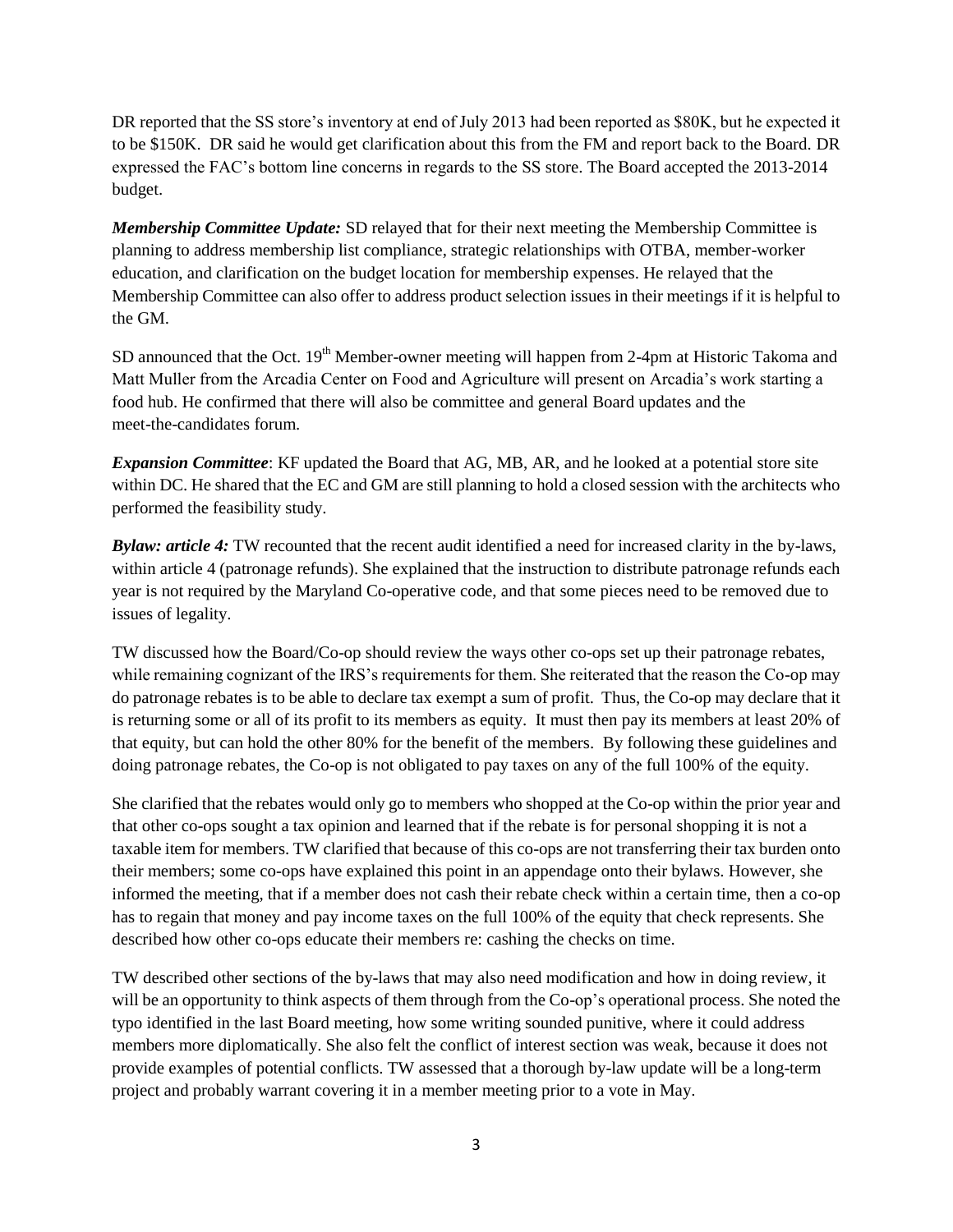DR reported that the SS store's inventory at end of July 2013 had been reported as $80K, but he expected it to be $150K. DR said he would get clarification about this from the FM and report back to the Board. DR expressed the FAC's bottom line concerns in regards to the SS store. The Board accepted the 2013-2014 budget.

***Membership Committee Update:*** SD relayed that for their next meeting the Membership Committee is planning to address membership list compliance, strategic relationships with OTBA, member-worker education, and clarification on the budget location for membership expenses. He relayed that the Membership Committee can also offer to address product selection issues in their meetings if it is helpful to the GM.

SD announced that the Oct. 19th Member-owner meeting will happen from 2-4pm at Historic Takoma and Matt Muller from the Arcadia Center on Food and Agriculture will present on Arcadia's work starting a food hub. He confirmed that there will also be committee and general Board updates and the meet-the-candidates forum.

***Expansion Committee***: KF updated the Board that AG, MB, AR, and he looked at a potential store site within DC. He shared that the EC and GM are still planning to hold a closed session with the architects who performed the feasibility study.

***Bylaw: article 4:*** TW recounted that the recent audit identified a need for increased clarity in the by-laws, within article 4 (patronage refunds). She explained that the instruction to distribute patronage refunds each year is not required by the Maryland Co-operative code, and that some pieces need to be removed due to issues of legality.

TW discussed how the Board/Co-op should review the ways other co-ops set up their patronage rebates, while remaining cognizant of the IRS's requirements for them. She reiterated that the reason the Co-op may do patronage rebates is to be able to declare tax exempt a sum of profit. Thus, the Co-op may declare that it is returning some or all of its profit to its members as equity. It must then pay its members at least 20% of that equity, but can hold the other 80% for the benefit of the members. By following these guidelines and doing patronage rebates, the Co-op is not obligated to pay taxes on any of the full 100% of the equity.

She clarified that the rebates would only go to members who shopped at the Co-op within the prior year and that other co-ops sought a tax opinion and learned that if the rebate is for personal shopping it is not a taxable item for members. TW clarified that because of this co-ops are not transferring their tax burden onto their members; some co-ops have explained this point in an appendage onto their bylaws. However, she informed the meeting, that if a member does not cash their rebate check within a certain time, then a co-op has to regain that money and pay income taxes on the full 100% of the equity that check represents. She described how other co-ops educate their members re: cashing the checks on time.

TW described other sections of the by-laws that may also need modification and how in doing review, it will be an opportunity to think aspects of them through from the Co-op's operational process. She noted the typo identified in the last Board meeting, how some writing sounded punitive, where it could address members more diplomatically. She also felt the conflict of interest section was weak, because it does not provide examples of potential conflicts. TW assessed that a thorough by-law update will be a long-term project and probably warrant covering it in a member meeting prior to a vote in May.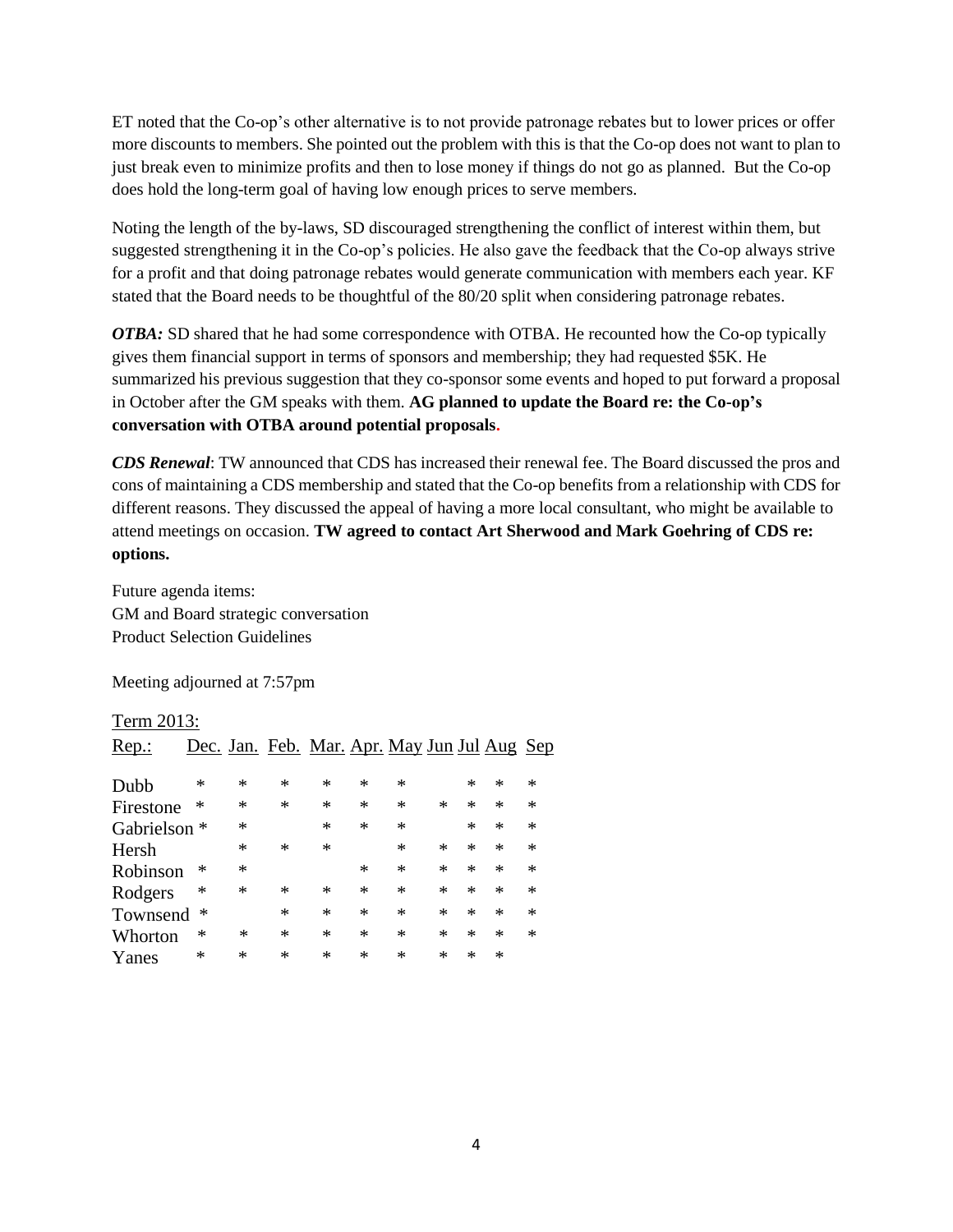ET noted that the Co-op's other alternative is to not provide patronage rebates but to lower prices or offer more discounts to members. She pointed out the problem with this is that the Co-op does not want to plan to just break even to minimize profits and then to lose money if things do not go as planned. But the Co-op does hold the long-term goal of having low enough prices to serve members.

Noting the length of the by-laws, SD discouraged strengthening the conflict of interest within them, but suggested strengthening it in the Co-op's policies. He also gave the feedback that the Co-op always strive for a profit and that doing patronage rebates would generate communication with members each year. KF stated that the Board needs to be thoughtful of the 80/20 split when considering patronage rebates.

***OTBA:*** SD shared that he had some correspondence with OTBA. He recounted how the Co-op typically gives them financial support in terms of sponsors and membership; they had requested $5K. He summarized his previous suggestion that they co-sponsor some events and hoped to put forward a proposal in October after the GM speaks with them. **AG planned to update the Board re: the Co-op's conversation with OTBA around potential proposals.**

***CDS Renewal***: TW announced that CDS has increased their renewal fee. The Board discussed the pros and cons of maintaining a CDS membership and stated that the Co-op benefits from a relationship with CDS for different reasons. They discussed the appeal of having a more local consultant, who might be available to attend meetings on occasion. **TW agreed to contact Art Sherwood and Mark Goehring of CDS re: options.**

Future agenda items:
GM and Board strategic conversation
Product Selection Guidelines

Meeting adjourned at 7:57pm

Term 2013:

| Rep.: | Dec. | Jan. | Feb. | Mar. | Apr. | May | Jun | Jul | Aug | Sep |
|---|---|---|---|---|---|---|---|---|---|---|
| Dubb | * | * | * | * | * | * | | * | * | * |
| Firestone | * | * | * | * | * | * | * | * | * | * |
| Gabrielson | * | * | | * | * | * | | * | * | * |
| Hersh | | * | * | * | | * | * | * | * | * |
| Robinson | * | * | | | * | * | * | * | * | * |
| Rodgers | * | * | * | * | * | * | * | * | * | * |
| Townsend | * | | * | * | * | * | * | * | * | * |
| Whorton | * | * | * | * | * | * | * | * | * | * |
| Yanes | * | * | * | * | * | * | * | * | * | |